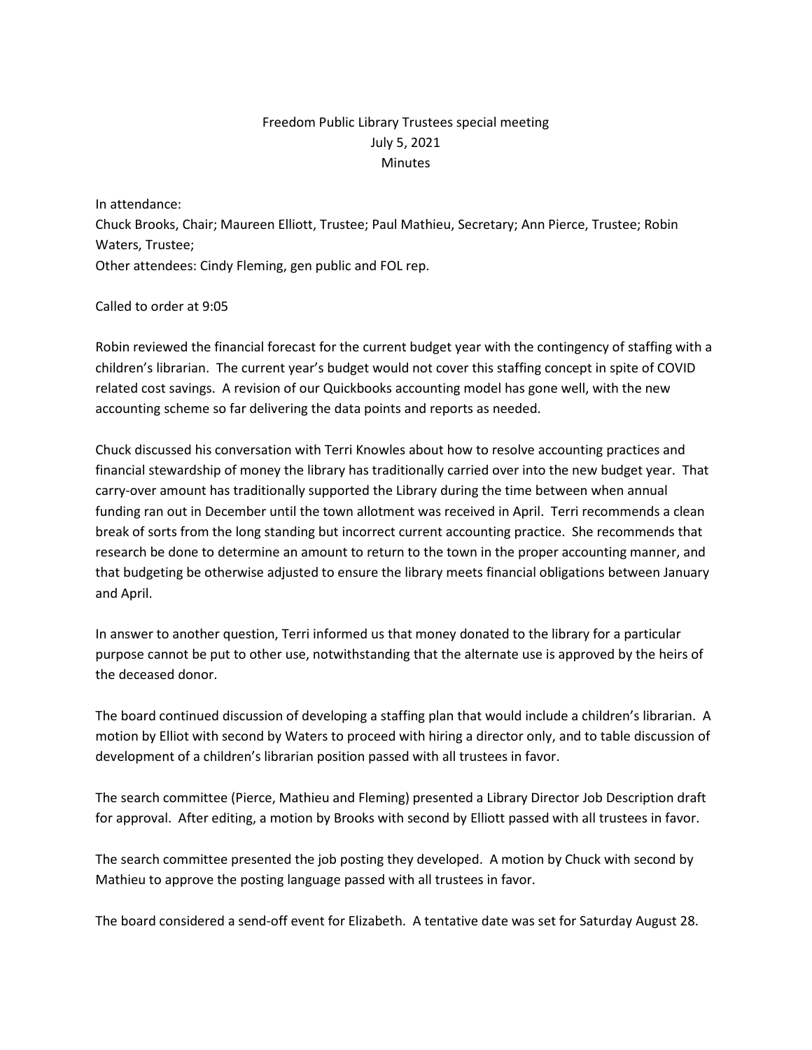# Freedom Public Library Trustees special meeting
## July 5, 2021
## Minutes

In attendance:
Chuck Brooks, Chair; Maureen Elliott, Trustee; Paul Mathieu, Secretary; Ann Pierce, Trustee; Robin Waters, Trustee;
Other attendees: Cindy Fleming, gen public and FOL rep.

Called to order at 9:05

Robin reviewed the financial forecast for the current budget year with the contingency of staffing with a children's librarian. The current year's budget would not cover this staffing concept in spite of COVID related cost savings. A revision of our Quickbooks accounting model has gone well, with the new accounting scheme so far delivering the data points and reports as needed.

Chuck discussed his conversation with Terri Knowles about how to resolve accounting practices and financial stewardship of money the library has traditionally carried over into the new budget year. That carry-over amount has traditionally supported the Library during the time between when annual funding ran out in December until the town allotment was received in April. Terri recommends a clean break of sorts from the long standing but incorrect current accounting practice. She recommends that research be done to determine an amount to return to the town in the proper accounting manner, and that budgeting be otherwise adjusted to ensure the library meets financial obligations between January and April.

In answer to another question, Terri informed us that money donated to the library for a particular purpose cannot be put to other use, notwithstanding that the alternate use is approved by the heirs of the deceased donor.

The board continued discussion of developing a staffing plan that would include a children's librarian. A motion by Elliot with second by Waters to proceed with hiring a director only, and to table discussion of development of a children's librarian position passed with all trustees in favor.

The search committee (Pierce, Mathieu and Fleming) presented a Library Director Job Description draft for approval. After editing, a motion by Brooks with second by Elliott passed with all trustees in favor.

The search committee presented the job posting they developed. A motion by Chuck with second by Mathieu to approve the posting language passed with all trustees in favor.

The board considered a send-off event for Elizabeth. A tentative date was set for Saturday August 28.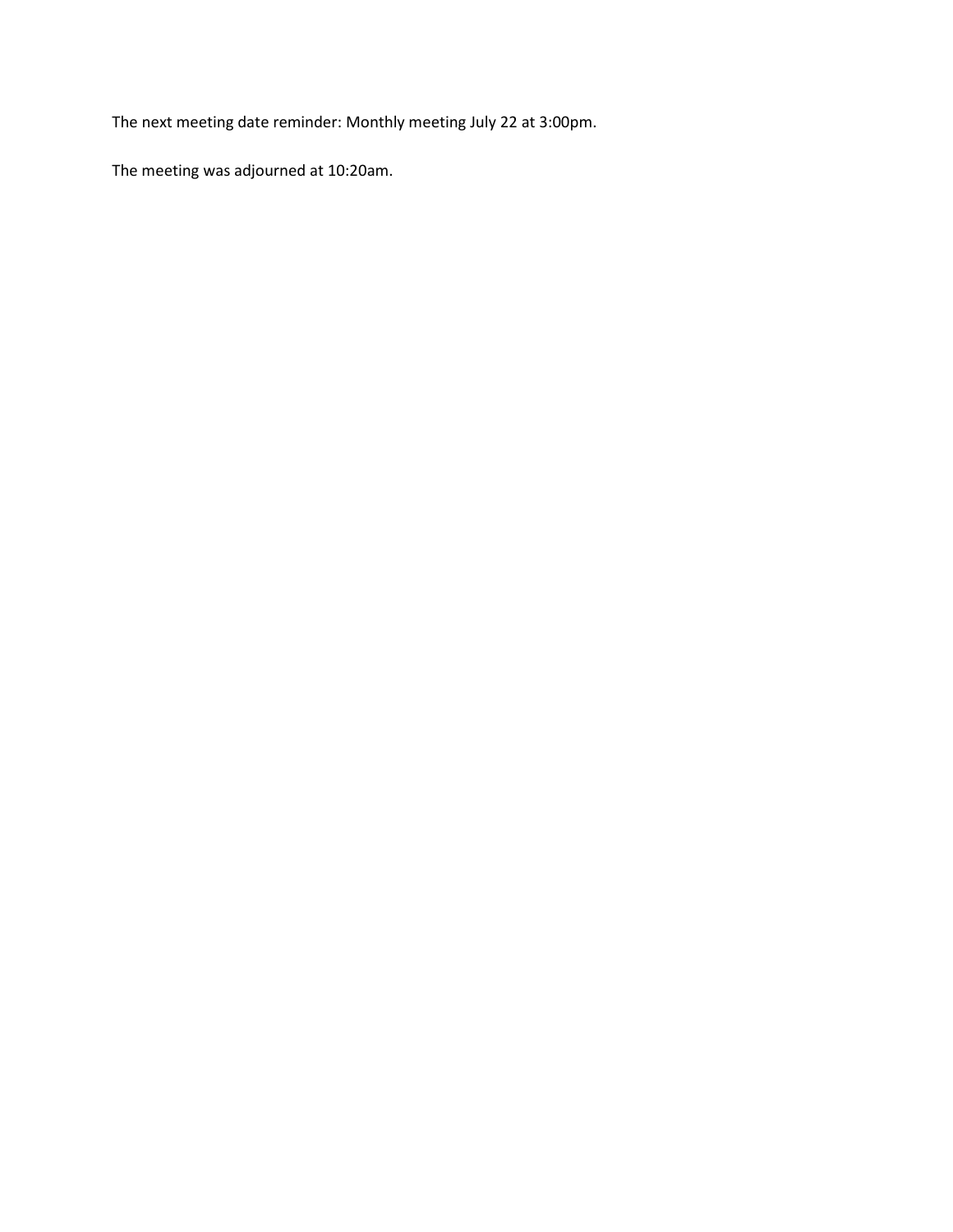The next meeting date reminder: Monthly meeting July 22 at 3:00pm.

The meeting was adjourned at 10:20am.